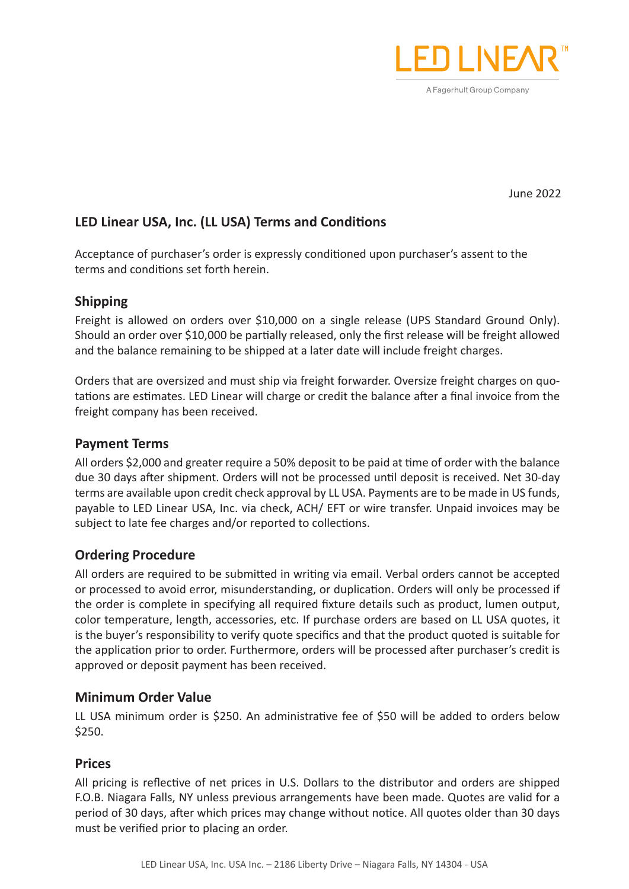LED LINEAR™

A Fagerhult Group Company

June 2022

## LED Linear USA, Inc. (LL USA) Terms and Conditions

Acceptance of purchaser's order is expressly conditioned upon purchaser's assent to the terms and conditions set forth herein.

### Shipping

Freight is allowed on orders over $10,000 on a single release (UPS Standard Ground Only). Should an order over $10,000 be partially released, only the first release will be freight allowed and the balance remaining to be shipped at a later date will include freight charges.

Orders that are oversized and must ship via freight forwarder. Oversize freight charges on quotations are estimates. LED Linear will charge or credit the balance after a final invoice from the freight company has been received.

### Payment Terms

All orders $2,000 and greater require a 50% deposit to be paid at time of order with the balance due 30 days after shipment. Orders will not be processed until deposit is received. Net 30-day terms are available upon credit check approval by LL USA. Payments are to be made in US funds, payable to LED Linear USA, Inc. via check, ACH/ EFT or wire transfer. Unpaid invoices may be subject to late fee charges and/or reported to collections.

### Ordering Procedure

All orders are required to be submitted in writing via email. Verbal orders cannot be accepted or processed to avoid error, misunderstanding, or duplication. Orders will only be processed if the order is complete in specifying all required fixture details such as product, lumen output, color temperature, length, accessories, etc. If purchase orders are based on LL USA quotes, it is the buyer's responsibility to verify quote specifics and that the product quoted is suitable for the application prior to order. Furthermore, orders will be processed after purchaser's credit is approved or deposit payment has been received.

### Minimum Order Value

LL USA minimum order is $250. An administrative fee of $50 will be added to orders below $250.

### Prices

All pricing is reflective of net prices in U.S. Dollars to the distributor and orders are shipped F.O.B. Niagara Falls, NY unless previous arrangements have been made. Quotes are valid for a period of 30 days, after which prices may change without notice. All quotes older than 30 days must be verified prior to placing an order.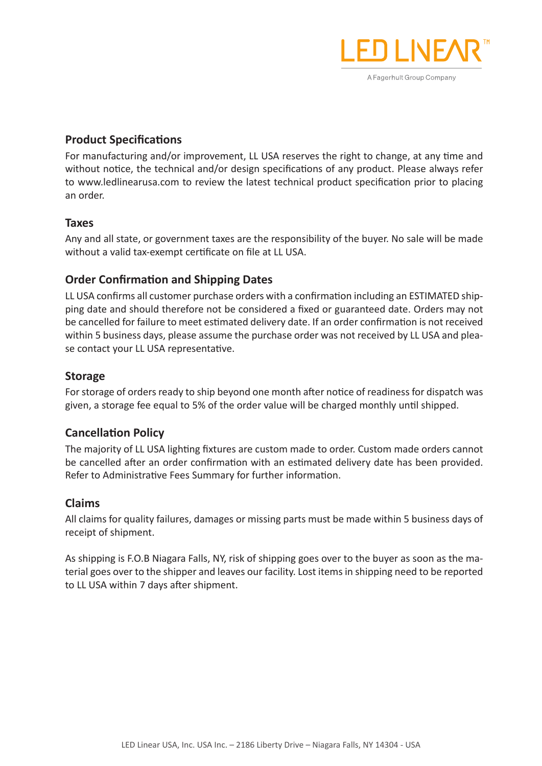## Product Specifications

For manufacturing and/or improvement, LL USA reserves the right to change, at any time and without notice, the technical and/or design specifications of any product. Please always refer to www.ledlinearusa.com to review the latest technical product specification prior to placing an order.

## Taxes

Any and all state, or government taxes are the responsibility of the buyer. No sale will be made without a valid tax-exempt certificate on file at LL USA.

## Order Confirmation and Shipping Dates

LL USA confirms all customer purchase orders with a confirmation including an ESTIMATED shipping date and should therefore not be considered a fixed or guaranteed date. Orders may not be cancelled for failure to meet estimated delivery date. If an order confirmation is not received within 5 business days, please assume the purchase order was not received by LL USA and please contact your LL USA representative.

## Storage

For storage of orders ready to ship beyond one month after notice of readiness for dispatch was given, a storage fee equal to 5% of the order value will be charged monthly until shipped.

## Cancellation Policy

The majority of LL USA lighting fixtures are custom made to order. Custom made orders cannot be cancelled after an order confirmation with an estimated delivery date has been provided. Refer to Administrative Fees Summary for further information.

## Claims

All claims for quality failures, damages or missing parts must be made within 5 business days of receipt of shipment.

As shipping is F.O.B Niagara Falls, NY, risk of shipping goes over to the buyer as soon as the material goes over to the shipper and leaves our facility. Lost items in shipping need to be reported to LL USA within 7 days after shipment.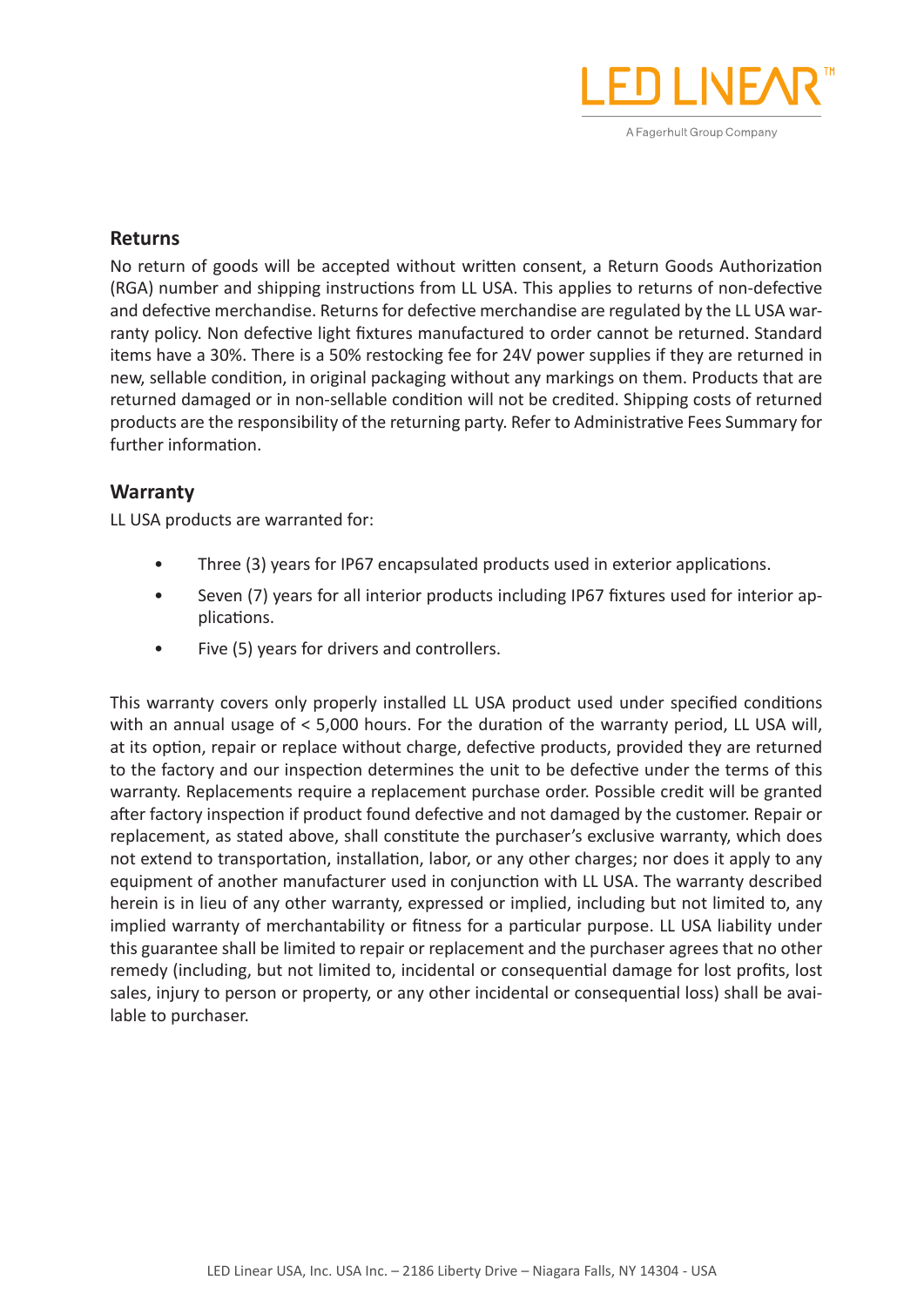## Returns

No return of goods will be accepted without written consent, a Return Goods Authorization (RGA) number and shipping instructions from LL USA. This applies to returns of non-defective and defective merchandise. Returns for defective merchandise are regulated by the LL USA warranty policy. Non defective light fixtures manufactured to order cannot be returned. Standard items have a 30%. There is a 50% restocking fee for 24V power supplies if they are returned in new, sellable condition, in original packaging without any markings on them. Products that are returned damaged or in non-sellable condition will not be credited. Shipping costs of returned products are the responsibility of the returning party. Refer to Administrative Fees Summary for further information.

## Warranty

LL USA products are warranted for:

- Three (3) years for IP67 encapsulated products used in exterior applications.
- Seven (7) years for all interior products including IP67 fixtures used for interior applications.
- Five (5) years for drivers and controllers.

This warranty covers only properly installed LL USA product used under specified conditions with an annual usage of < 5,000 hours. For the duration of the warranty period, LL USA will, at its option, repair or replace without charge, defective products, provided they are returned to the factory and our inspection determines the unit to be defective under the terms of this warranty. Replacements require a replacement purchase order. Possible credit will be granted after factory inspection if product found defective and not damaged by the customer. Repair or replacement, as stated above, shall constitute the purchaser's exclusive warranty, which does not extend to transportation, installation, labor, or any other charges; nor does it apply to any equipment of another manufacturer used in conjunction with LL USA. The warranty described herein is in lieu of any other warranty, expressed or implied, including but not limited to, any implied warranty of merchantability or fitness for a particular purpose. LL USA liability under this guarantee shall be limited to repair or replacement and the purchaser agrees that no other remedy (including, but not limited to, incidental or consequential damage for lost profits, lost sales, injury to person or property, or any other incidental or consequential loss) shall be available to purchaser.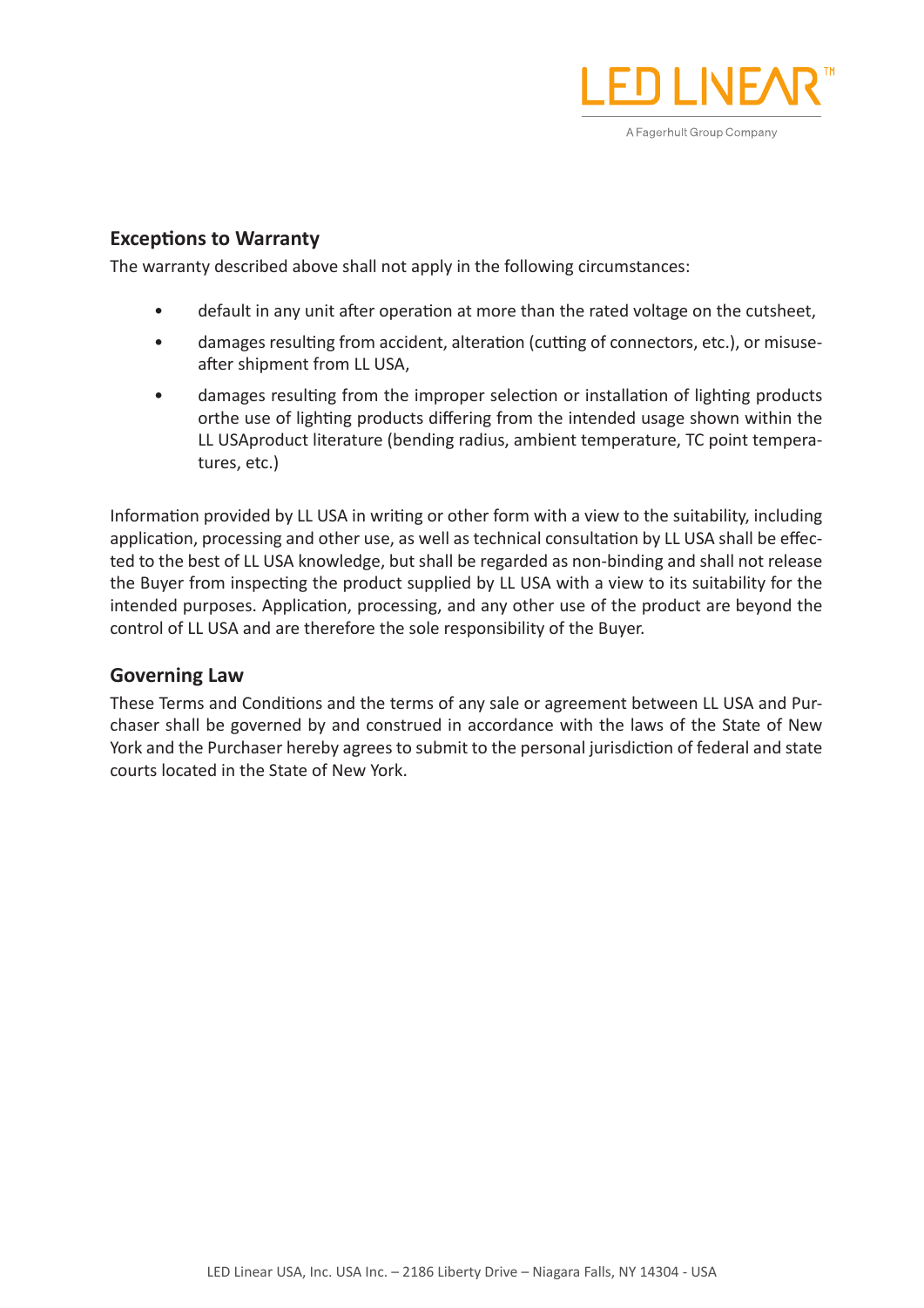## Exceptions to Warranty

The warranty described above shall not apply in the following circumstances:

- default in any unit after operation at more than the rated voltage on the cutsheet,
- damages resulting from accident, alteration (cutting of connectors, etc.), or misuse-after shipment from LL USA,
- damages resulting from the improper selection or installation of lighting products orthe use of lighting products differing from the intended usage shown within the LL USAproduct literature (bending radius, ambient temperature, TC point temperatures, etc.)

Information provided by LL USA in writing or other form with a view to the suitability, including application, processing and other use, as well as technical consultation by LL USA shall be effected to the best of LL USA knowledge, but shall be regarded as non-binding and shall not release the Buyer from inspecting the product supplied by LL USA with a view to its suitability for the intended purposes. Application, processing, and any other use of the product are beyond the control of LL USA and are therefore the sole responsibility of the Buyer.

## Governing Law

These Terms and Conditions and the terms of any sale or agreement between LL USA and Purchaser shall be governed by and construed in accordance with the laws of the State of New York and the Purchaser hereby agrees to submit to the personal jurisdiction of federal and state courts located in the State of New York.